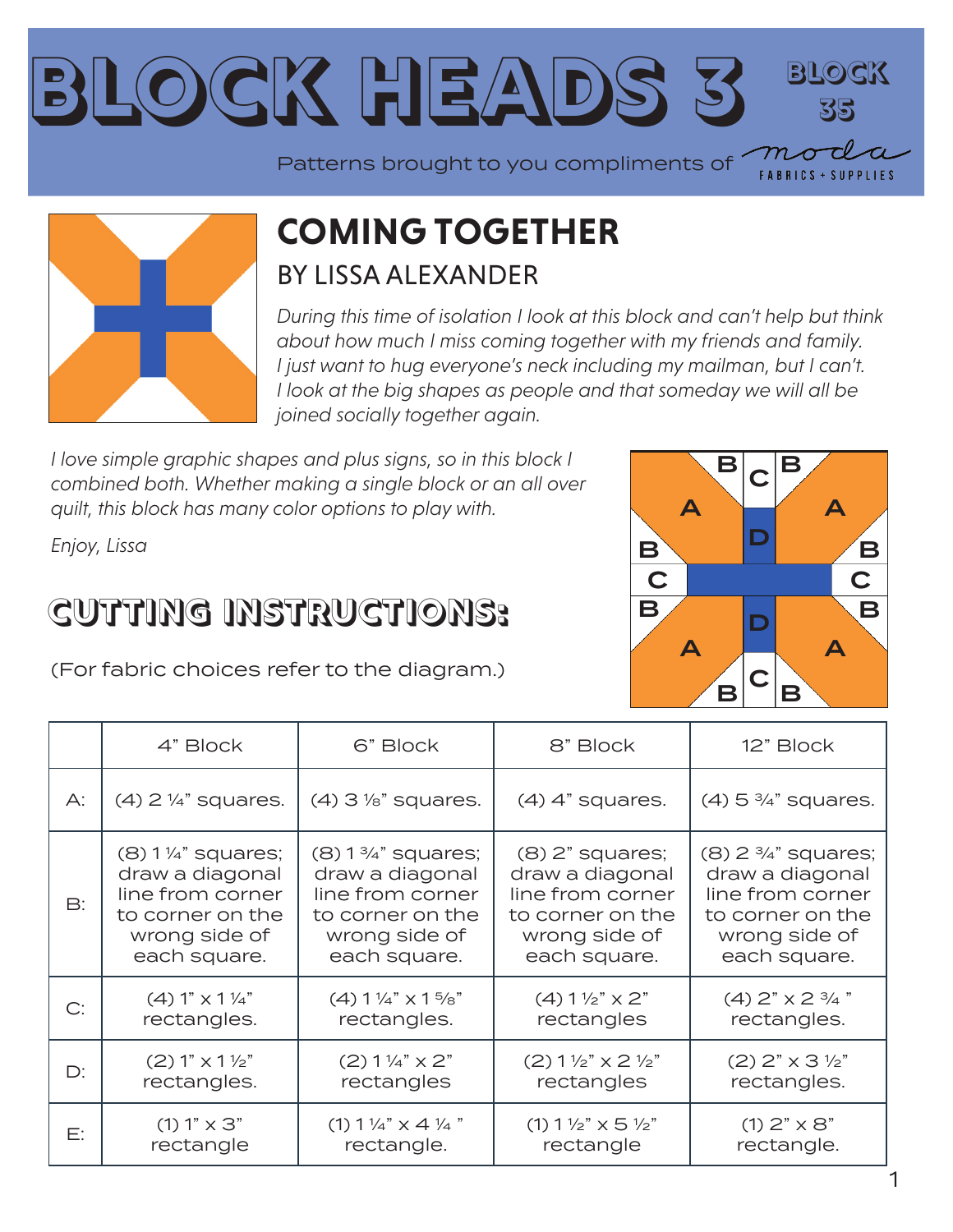# BLOCK HEADS 3

BLOCK 35

Patterns brought to you compliments of moda FABRICS + SUPPLIES

## COMING TOGETHER

### BY LISSA ALEXANDER

*During this time of isolation I look at this block and can't help but think about how much I miss coming together with my friends and family. I just want to hug everyone's neck including my mailman, but I can't. I look at the big shapes as people and that someday we will all be joined socially together again.*

*I love simple graphic shapes and plus signs, so in this block I combined both. Whether making a single block or an all over quilt, this block has many color options to play with.*

*Enjoy, Lissa*

## CUTTING INSTRUCTIONS:

(For fabric choices refer to the diagram.)

| | 4" Block | 6" Block | 8" Block | 12" Block |
|---|---|---|---|---|
| A: | (4) 2 ¼" squares. | (4) 3 ⅛" squares. | (4) 4" squares. | (4) 5 ¾" squares. |
| B: | (8) 1 ¼" squares; draw a diagonal line from corner to corner on the wrong side of each square. | (8) 1 ¾" squares; draw a diagonal line from corner to corner on the wrong side of each square. | (8) 2" squares; draw a diagonal line from corner to corner on the wrong side of each square. | (8) 2 ¾" squares; draw a diagonal line from corner to corner on the wrong side of each square. |
| C: | (4) 1" x 1 ¼" rectangles. | (4) 1 ¼" x 1 ⅝" rectangles. | (4) 1 ½" x 2" rectangles | (4) 2" x 2 ¾" rectangles. |
| D: | (2) 1" x 1 ½" rectangles. | (2) 1 ¼" x 2" rectangles | (2) 1 ½" x 2 ½" rectangles | (2) 2" x 3 ½" rectangles. |
| E: | (1) 1" x 3" rectangle | (1) 1 ¼" x 4 ¼" rectangle. | (1) 1 ½" x 5 ½" rectangle | (1) 2" x 8" rectangle. |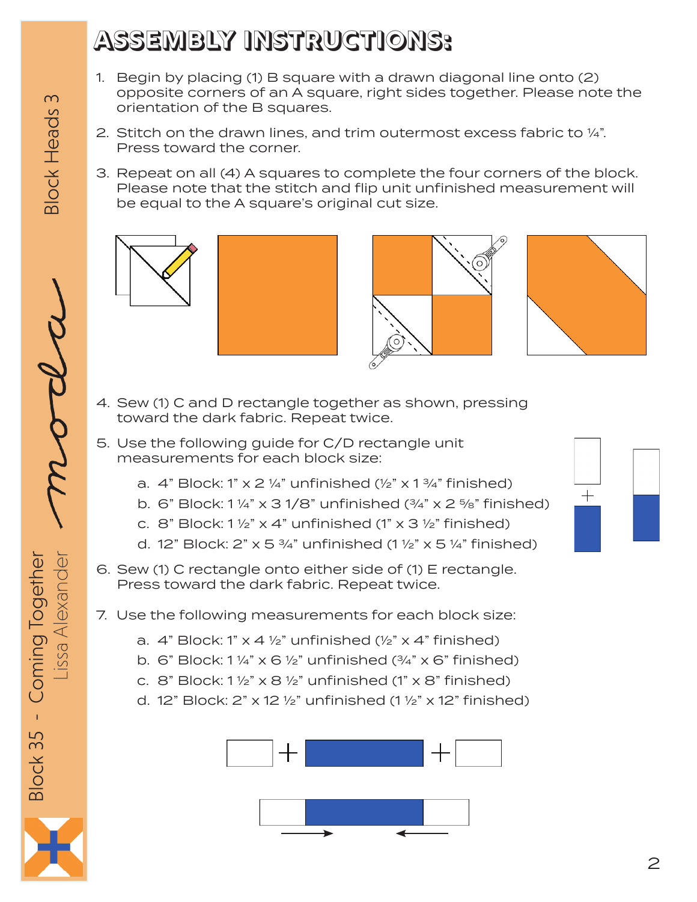# ASSEMBLY INSTRUCTIONS:

1. Begin by placing (1) B square with a drawn diagonal line onto (2) opposite corners of an A square, right sides together. Please note the orientation of the B squares.
2. Stitch on the drawn lines, and trim outermost excess fabric to ¼". Press toward the corner.
3. Repeat on all (4) A squares to complete the four corners of the block. Please note that the stitch and flip unit unfinished measurement will be equal to the A square's original cut size.
4. Sew (1) C and D rectangle together as shown, pressing toward the dark fabric. Repeat twice.
5. Use the following guide for C/D rectangle unit measurements for each block size:
   a. 4" Block: 1" x 2 ¼" unfinished (½" x 1 ¾" finished)
   b. 6" Block: 1 ¼" x 3 1/8" unfinished (¾" x 2 ⅝" finished)
   c. 8" Block: 1 ½" x 4" unfinished (1" x 3 ½" finished)
   d. 12" Block: 2" x 5 ¾" unfinished (1 ½" x 5 ¼" finished)
6. Sew (1) C rectangle onto either side of (1) E rectangle. Press toward the dark fabric. Repeat twice.
7. Use the following measurements for each block size:
   a. 4" Block: 1" x 4 ½" unfinished (½" x 4" finished)
   b. 6" Block: 1 ¼" x 6 ½" unfinished (¾" x 6" finished)
   c. 8" Block: 1 ½" x 8 ½" unfinished (1" x 8" finished)
   d. 12" Block: 2" x 12 ½" unfinished (1 ½" x 12" finished)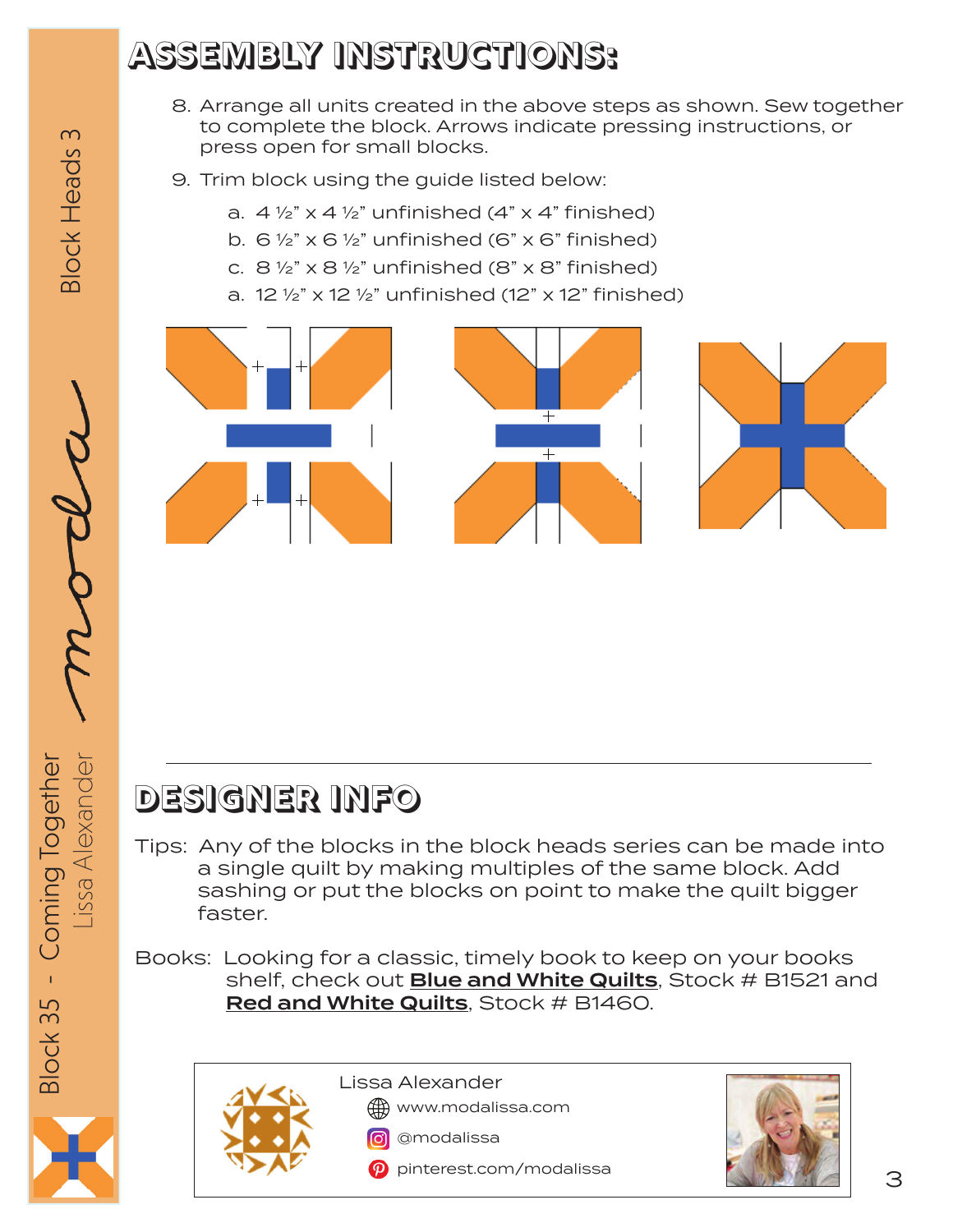# ASSEMBLY INSTRUCTIONS:

8. Arrange all units created in the above steps as shown. Sew together to complete the block. Arrows indicate pressing instructions, or press open for small blocks.
9. Trim block using the guide listed below:
   a. 4 ½" x 4 ½" unfinished (4" x 4" finished)
   b. 6 ½" x 6 ½" unfinished (6" x 6" finished)
   c. 8 ½" x 8 ½" unfinished (8" x 8" finished)
   a. 12 ½" x 12 ½" unfinished (12" x 12" finished)

# DESIGNER INFO

Tips: Any of the blocks in the block heads series can be made into a single quilt by making multiples of the same block. Add sashing or put the blocks on point to make the quilt bigger faster.

Books: Looking for a classic, timely book to keep on your books shelf, check out **Blue and White Quilts**, Stock # B1521 and **Red and White Quilts**, Stock # B1460.

Lissa Alexander

www.modalissa.com

@modalissa

pinterest.com/modalissa

Block 35 - Coming Together

Lissa Alexander

Block Heads 3